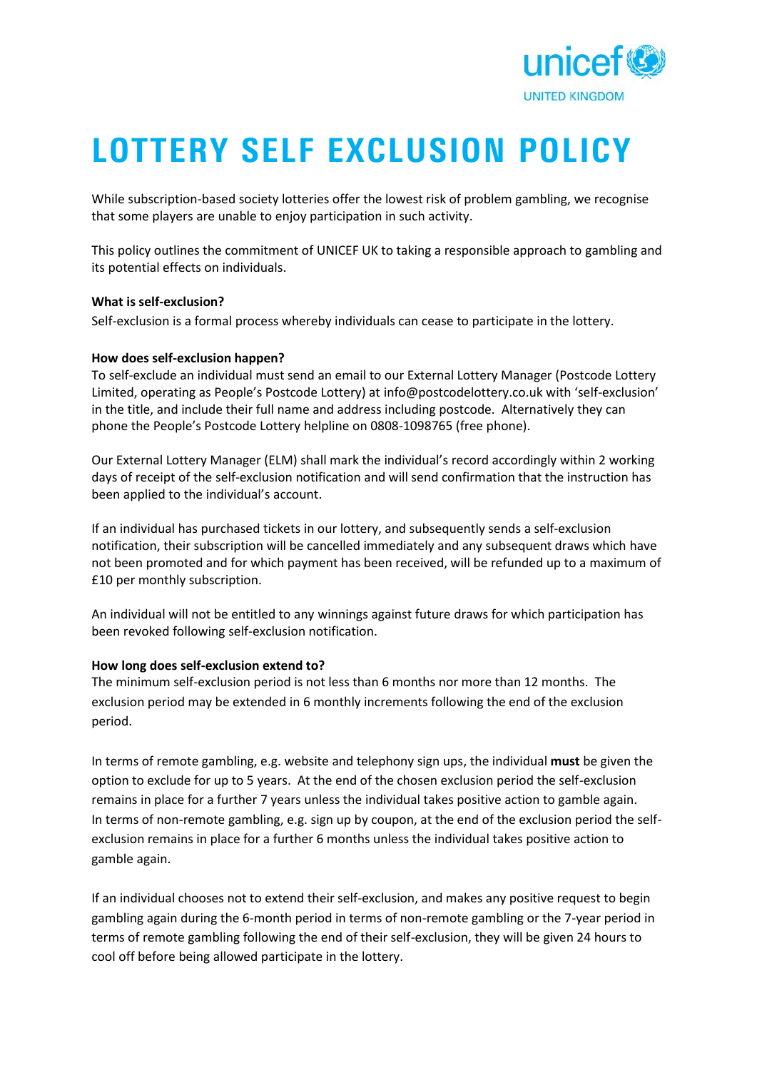# LOTTERY SELF EXCLUSION POLICY

While subscription-based society lotteries offer the lowest risk of problem gambling, we recognise that some players are unable to enjoy participation in such activity.

This policy outlines the commitment of UNICEF UK to taking a responsible approach to gambling and its potential effects on individuals.

**What is self-exclusion?**

Self-exclusion is a formal process whereby individuals can cease to participate in the lottery.

**How does self-exclusion happen?**

To self-exclude an individual must send an email to our External Lottery Manager (Postcode Lottery Limited, operating as People's Postcode Lottery) at info@postcodelottery.co.uk with 'self-exclusion' in the title, and include their full name and address including postcode. Alternatively they can phone the People's Postcode Lottery helpline on 0808-1098765 (free phone).

Our External Lottery Manager (ELM) shall mark the individual's record accordingly within 2 working days of receipt of the self-exclusion notification and will send confirmation that the instruction has been applied to the individual's account.

If an individual has purchased tickets in our lottery, and subsequently sends a self-exclusion notification, their subscription will be cancelled immediately and any subsequent draws which have not been promoted and for which payment has been received, will be refunded up to a maximum of £10 per monthly subscription.

An individual will not be entitled to any winnings against future draws for which participation has been revoked following self-exclusion notification.

**How long does self-exclusion extend to?**

The minimum self-exclusion period is not less than 6 months nor more than 12 months. The exclusion period may be extended in 6 monthly increments following the end of the exclusion period.

In terms of remote gambling, e.g. website and telephony sign ups, the individual **must** be given the option to exclude for up to 5 years. At the end of the chosen exclusion period the self-exclusion remains in place for a further 7 years unless the individual takes positive action to gamble again. In terms of non-remote gambling, e.g. sign up by coupon, at the end of the exclusion period the self-exclusion remains in place for a further 6 months unless the individual takes positive action to gamble again.

If an individual chooses not to extend their self-exclusion, and makes any positive request to begin gambling again during the 6-month period in terms of non-remote gambling or the 7-year period in terms of remote gambling following the end of their self-exclusion, they will be given 24 hours to cool off before being allowed participate in the lottery.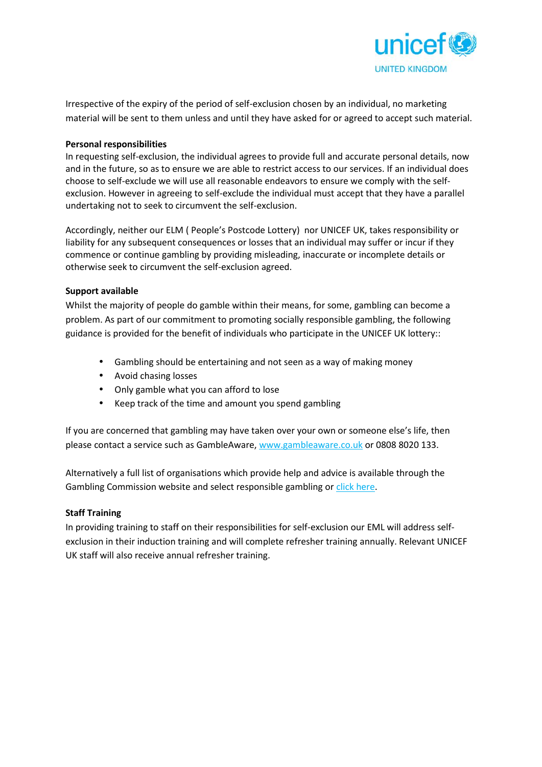Irrespective of the expiry of the period of self-exclusion chosen by an individual, no marketing material will be sent to them unless and until they have asked for or agreed to accept such material.

**Personal responsibilities**

In requesting self-exclusion, the individual agrees to provide full and accurate personal details, now and in the future, so as to ensure we are able to restrict access to our services. If an individual does choose to self-exclude we will use all reasonable endeavors to ensure we comply with the self-exclusion. However in agreeing to self-exclude the individual must accept that they have a parallel undertaking not to seek to circumvent the self-exclusion.

Accordingly, neither our ELM ( People's Postcode Lottery) nor UNICEF UK, takes responsibility or liability for any subsequent consequences or losses that an individual may suffer or incur if they commence or continue gambling by providing misleading, inaccurate or incomplete details or otherwise seek to circumvent the self-exclusion agreed.

**Support available**

Whilst the majority of people do gamble within their means, for some, gambling can become a problem. As part of our commitment to promoting socially responsible gambling, the following guidance is provided for the benefit of individuals who participate in the UNICEF UK lottery::

- Gambling should be entertaining and not seen as a way of making money
- Avoid chasing losses
- Only gamble what you can afford to lose
- Keep track of the time and amount you spend gambling

If you are concerned that gambling may have taken over your own or someone else's life, then please contact a service such as GambleAware, www.gambleaware.co.uk or 0808 8020 133.

Alternatively a full list of organisations which provide help and advice is available through the Gambling Commission website and select responsible gambling or click here.

**Staff Training**

In providing training to staff on their responsibilities for self-exclusion our EML will address self-exclusion in their induction training and will complete refresher training annually. Relevant UNICEF UK staff will also receive annual refresher training.